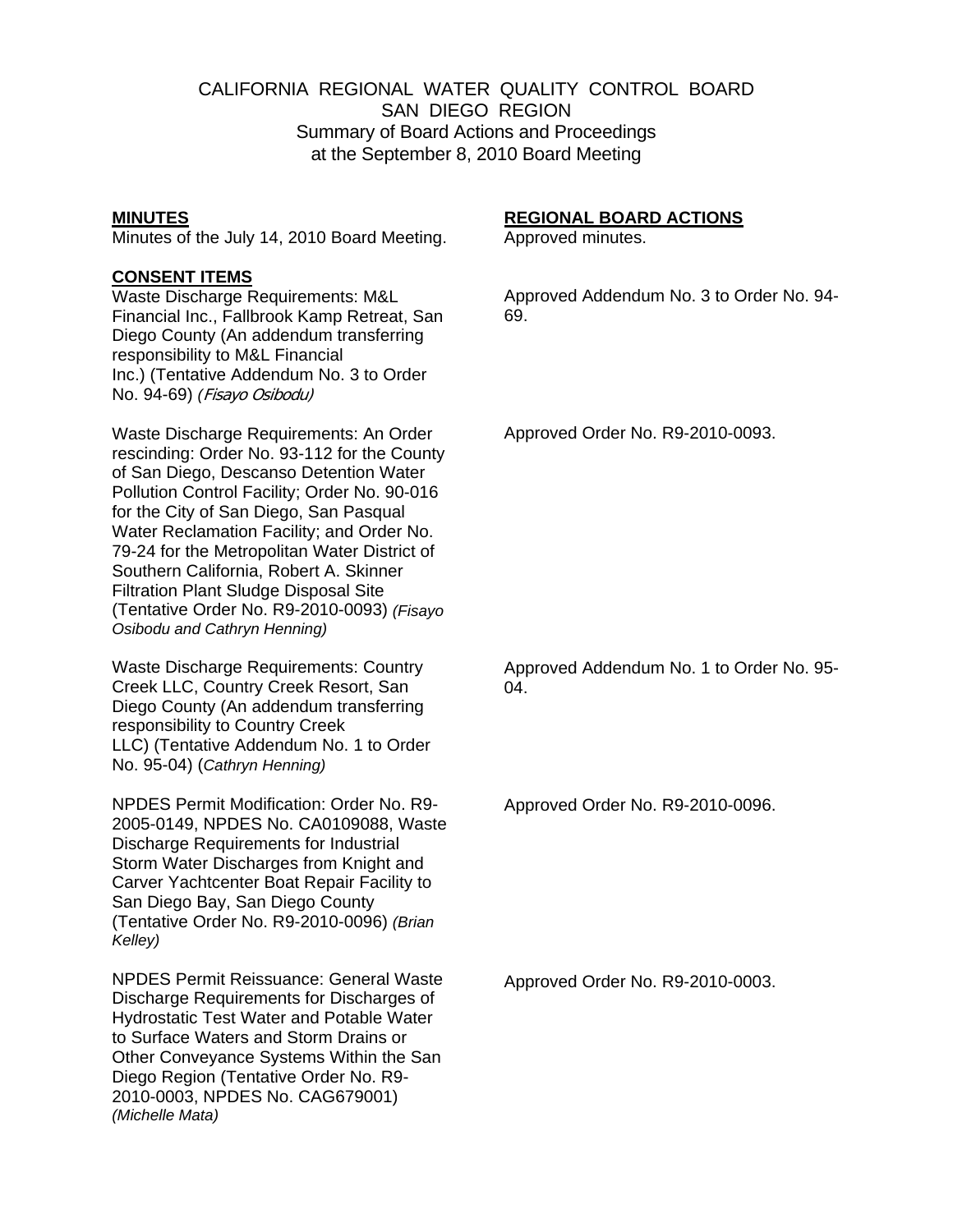CALIFORNIA REGIONAL WATER QUALITY CONTROL BOARD
SAN DIEGO REGION
Summary of Board Actions and Proceedings
at the September 8, 2010 Board Meeting

| **MINUTES** | **REGIONAL BOARD ACTIONS** |
|---|---|
| Minutes of the July 14, 2010 Board Meeting. | Approved minutes. |
| **CONSENT ITEMS** | |
| Waste Discharge Requirements: M&L Financial Inc., Fallbrook Kamp Retreat, San Diego County (An addendum transferring responsibility to M&L Financial Inc.) (Tentative Addendum No. 3 to Order No. 94-69) *(Fisayo Osibodu)* | Approved Addendum No. 3 to Order No. 94-69. |
| Waste Discharge Requirements: An Order rescinding: Order No. 93-112 for the County of San Diego, Descanso Detention Water Pollution Control Facility; Order No. 90-016 for the City of San Diego, San Pasqual Water Reclamation Facility; and Order No. 79-24 for the Metropolitan Water District of Southern California, Robert A. Skinner Filtration Plant Sludge Disposal Site (Tentative Order No. R9-2010-0093) *(Fisayo Osibodu and Cathryn Henning)* | Approved Order No. R9-2010-0093. |
| Waste Discharge Requirements: Country Creek LLC, Country Creek Resort, San Diego County (An addendum transferring responsibility to Country Creek LLC) (Tentative Addendum No. 1 to Order No. 95-04) (*Cathryn Henning)* | Approved Addendum No. 1 to Order No. 95-04. |
| NPDES Permit Modification: Order No. R9-2005-0149, NPDES No. CA0109088, Waste Discharge Requirements for Industrial Storm Water Discharges from Knight and Carver Yachtcenter Boat Repair Facility to San Diego Bay, San Diego County (Tentative Order No. R9-2010-0096) *(Brian Kelley)* | Approved Order No. R9-2010-0096. |
| NPDES Permit Reissuance: General Waste Discharge Requirements for Discharges of Hydrostatic Test Water and Potable Water to Surface Waters and Storm Drains or Other Conveyance Systems Within the San Diego Region (Tentative Order No. R9-2010-0003, NPDES No. CAG679001) *(Michelle Mata)* | Approved Order No. R9-2010-0003. |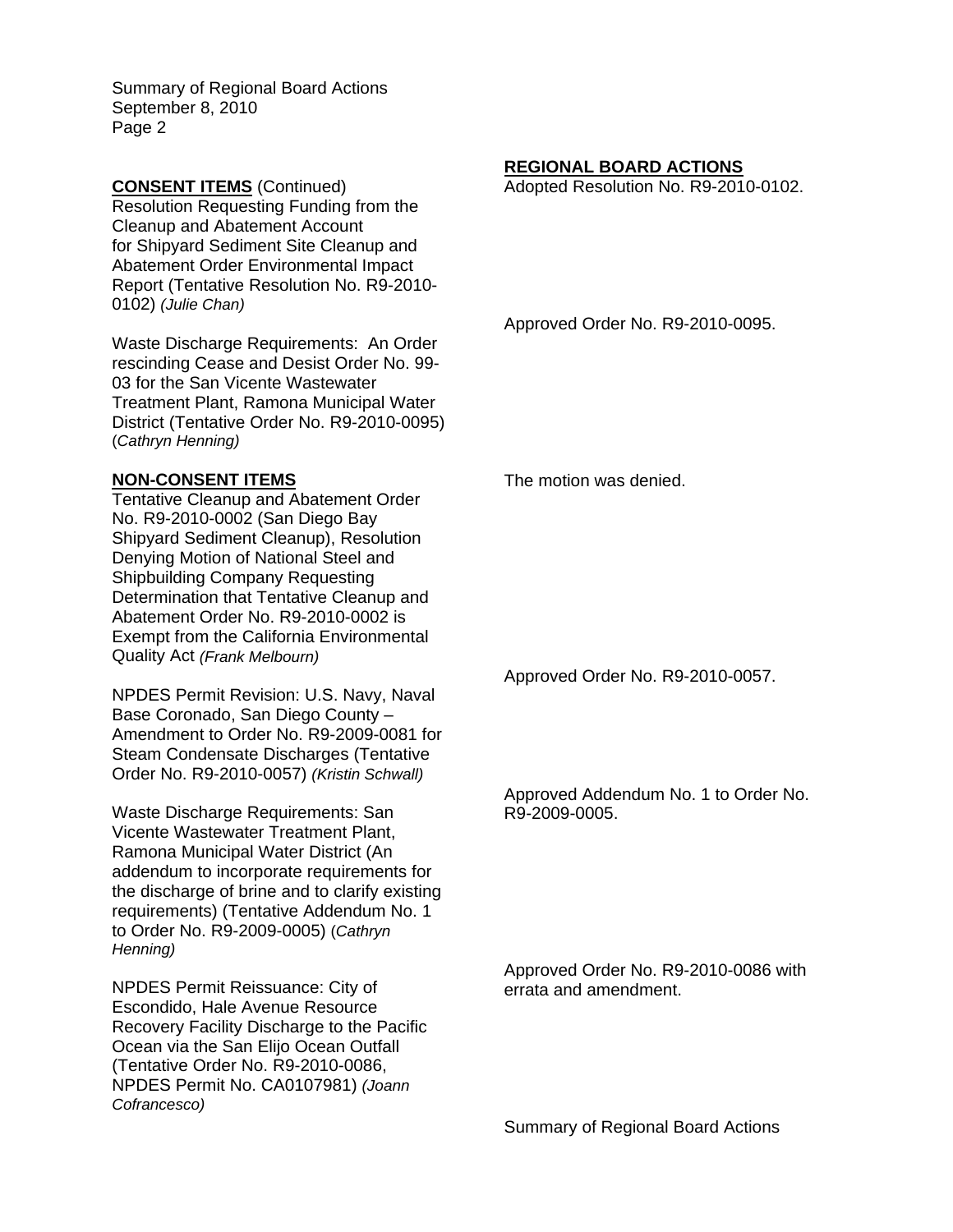| **CONSENT ITEMS** (Continued) | **REGIONAL BOARD ACTIONS** |
|---|---|
| Resolution Requesting Funding from the Cleanup and Abatement Account for Shipyard Sediment Site Cleanup and Abatement Order Environmental Impact Report (Tentative Resolution No. R9-2010-0102) *(Julie Chan)* | Adopted Resolution No. R9-2010-0102. |
| Waste Discharge Requirements: An Order rescinding Cease and Desist Order No. 99-03 for the San Vicente Wastewater Treatment Plant, Ramona Municipal Water District (Tentative Order No. R9-2010-0095) (*Cathryn Henning)* | Approved Order No. R9-2010-0095. |
| **NON-CONSENT ITEMS** | |
| Tentative Cleanup and Abatement Order No. R9-2010-0002 (San Diego Bay Shipyard Sediment Cleanup), Resolution Denying Motion of National Steel and Shipbuilding Company Requesting Determination that Tentative Cleanup and Abatement Order No. R9-2010-0002 is Exempt from the California Environmental Quality Act *(Frank Melbourn)* | The motion was denied. |
| NPDES Permit Revision: U.S. Navy, Naval Base Coronado, San Diego County – Amendment to Order No. R9-2009-0081 for Steam Condensate Discharges (Tentative Order No. R9-2010-0057) *(Kristin Schwall)* | Approved Order No. R9-2010-0057. |
| Waste Discharge Requirements: San Vicente Wastewater Treatment Plant, Ramona Municipal Water District (An addendum to incorporate requirements for the discharge of brine and to clarify existing requirements) (Tentative Addendum No. 1 to Order No. R9-2009-0005) (*Cathryn Henning)* | Approved Addendum No. 1 to Order No. R9-2009-0005. |
| NPDES Permit Reissuance: City of Escondido, Hale Avenue Resource Recovery Facility Discharge to the Pacific Ocean via the San Elijo Ocean Outfall (Tentative Order No. R9-2010-0086, NPDES Permit No. CA0107981) *(Joann Cofrancesco)* | Approved Order No. R9-2010-0086 with errata and amendment. |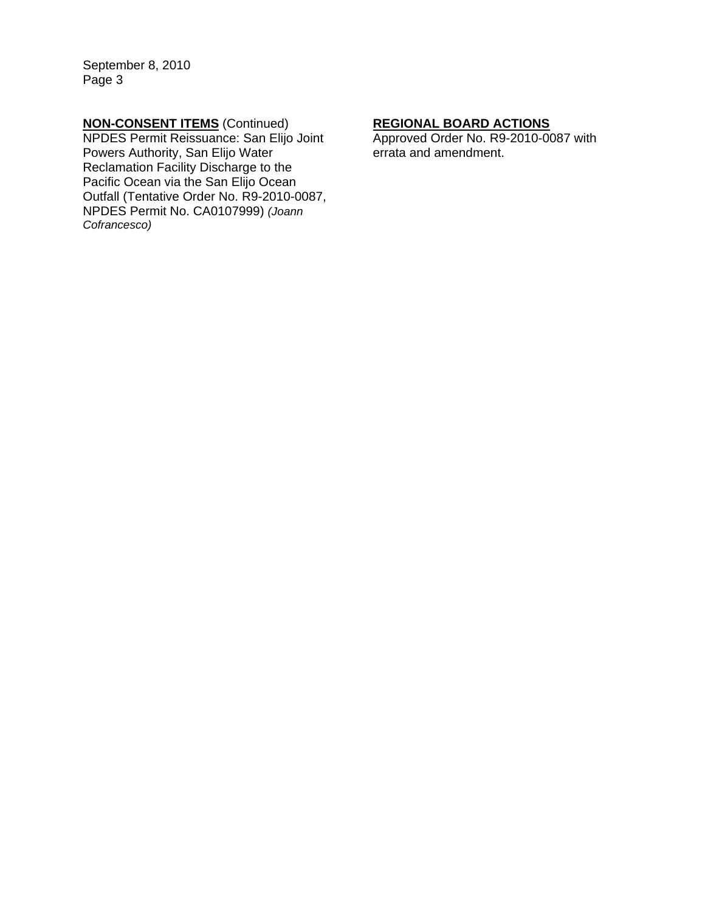**NON-CONSENT ITEMS** (Continued)

NPDES Permit Reissuance: San Elijo Joint Powers Authority, San Elijo Water Reclamation Facility Discharge to the Pacific Ocean via the San Elijo Ocean Outfall (Tentative Order No. R9-2010-0087, NPDES Permit No. CA0107999) *(Joann Cofrancesco)*

**REGIONAL BOARD ACTIONS**

Approved Order No. R9-2010-0087 with errata and amendment.